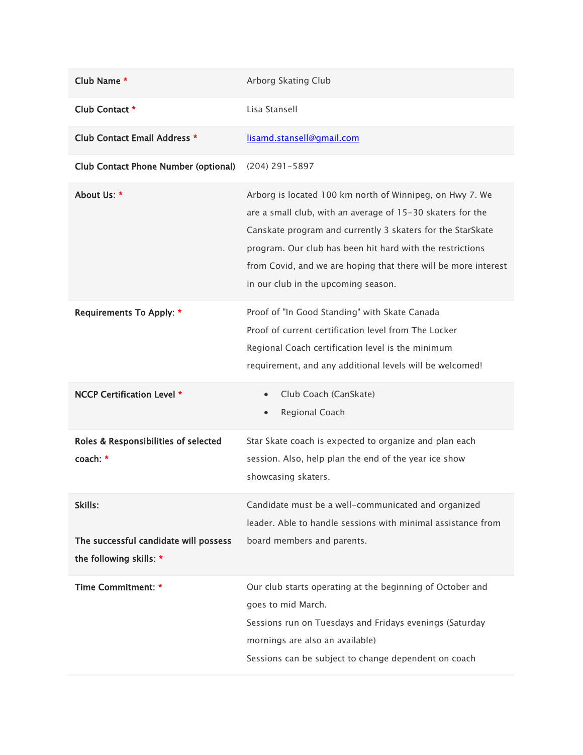| Field | Value |
| --- | --- |
| **Club Name** * | Arborg Skating Club |
| **Club Contact** * | Lisa Stansell |
| **Club Contact Email Address** * | [lisamd.stansell@gmail.com](mailto:lisamd.stansell@gmail.com) |
| **Club Contact Phone Number (optional)** | (204) 291-5897 |
| **About Us:** * | Arborg is located 100 km north of Winnipeg, on Hwy 7. We are a small club, with an average of 15-30 skaters for the Canskate program and currently 3 skaters for the StarSkate program. Our club has been hit hard with the restrictions from Covid, and we are hoping that there will be more interest in our club in the upcoming season. |
| **Requirements To Apply:** * | Proof of "In Good Standing" with Skate Canada<br>Proof of current certification level from The Locker<br>Regional Coach certification level is the minimum requirement, and any additional levels will be welcomed! |
| **NCCP Certification Level** * | • Club Coach (CanSkate)<br>• Regional Coach |
| **Roles & Responsibilities of selected coach:** * | Star Skate coach is expected to organize and plan each session. Also, help plan the end of the year ice show showcasing skaters. |
| **Skills:**<br><br>**The successful candidate will possess the following skills:** * | Candidate must be a well-communicated and organized leader. Able to handle sessions with minimal assistance from board members and parents. |
| **Time Commitment:** * | Our club starts operating at the beginning of October and goes to mid March.<br>Sessions run on Tuesdays and Fridays evenings (Saturday mornings are also an available)<br>Sessions can be subject to change dependent on coach |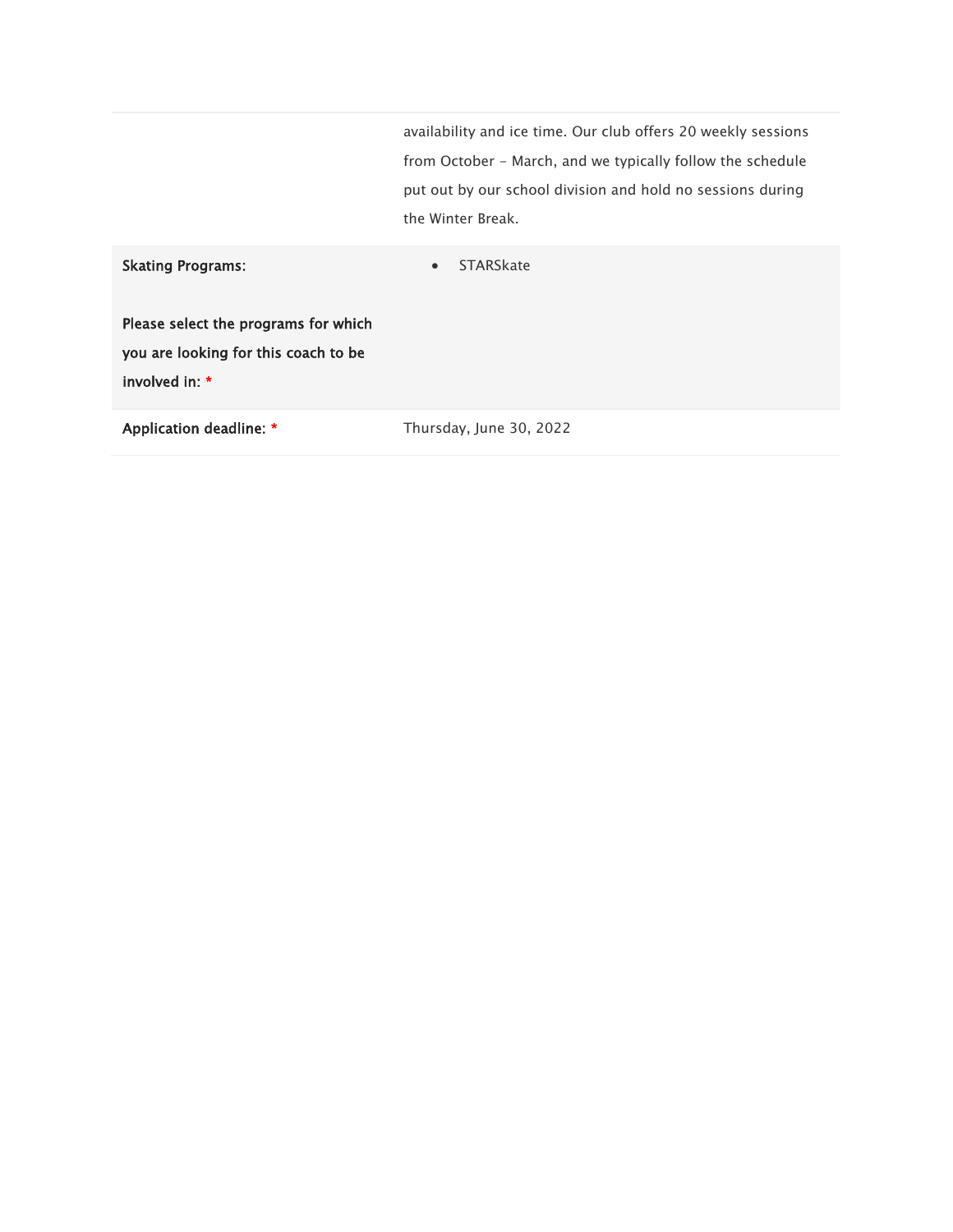| | |
|---|---|
| | availability and ice time. Our club offers 20 weekly sessions from October – March, and we typically follow the schedule put out by our school division and hold no sessions during the Winter Break. |
| **Skating Programs:**<br><br>**Please select the programs for which you are looking for this coach to be involved in: *** | • STARSkate |
| **Application deadline: *** | Thursday, June 30, 2022 |